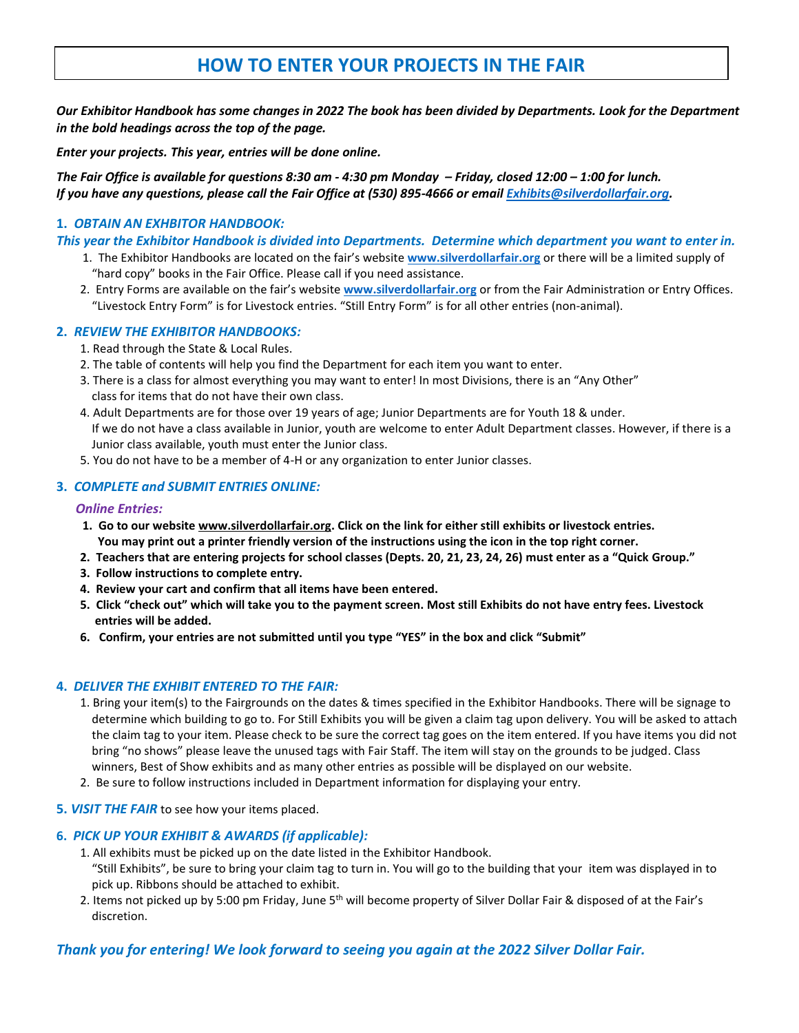# HOW TO ENTER YOUR PROJECTS IN THE FAIR

***Our Exhibitor Handbook has some changes in 2022 The book has been divided by Departments. Look for the Department in the bold headings across the top of the page.***

***Enter your projects. This year, entries will be done online.***

***The Fair Office is available for questions 8:30 am - 4:30 pm Monday – Friday, closed 12:00 – 1:00 for lunch. If you have any questions, please call the Fair Office at (530) 895-4666 or email Exhibits@silverdollarfair.org.***

## 1. *OBTAIN AN EXHBITOR HANDBOOK:*

***This year the Exhibitor Handbook is divided into Departments. Determine which department you want to enter in.***

1. The Exhibitor Handbooks are located on the fair's website **www.silverdollarfair.org** or there will be a limited supply of "hard copy" books in the Fair Office. Please call if you need assistance.
2. Entry Forms are available on the fair's website **www.silverdollarfair.org** or from the Fair Administration or Entry Offices. "Livestock Entry Form" is for Livestock entries. "Still Entry Form" is for all other entries (non-animal).

## 2. *REVIEW THE EXHIBITOR HANDBOOKS:*

1. Read through the State & Local Rules.
2. The table of contents will help you find the Department for each item you want to enter.
3. There is a class for almost everything you may want to enter! In most Divisions, there is an "Any Other" class for items that do not have their own class.
4. Adult Departments are for those over 19 years of age; Junior Departments are for Youth 18 & under. If we do not have a class available in Junior, youth are welcome to enter Adult Department classes. However, if there is a Junior class available, youth must enter the Junior class.
5. You do not have to be a member of 4-H or any organization to enter Junior classes.

## 3. *COMPLETE and SUBMIT ENTRIES ONLINE:*

***Online Entries:***

1. **Go to our website www.silverdollarfair.org. Click on the link for either still exhibits or livestock entries. You may print out a printer friendly version of the instructions using the icon in the top right corner.**
2. **Teachers that are entering projects for school classes (Depts. 20, 21, 23, 24, 26) must enter as a "Quick Group."**
3. **Follow instructions to complete entry.**
4. **Review your cart and confirm that all items have been entered.**
5. **Click "check out" which will take you to the payment screen. Most still Exhibits do not have entry fees. Livestock entries will be added.**
6. **Confirm, your entries are not submitted until you type "YES" in the box and click "Submit"**

## 4. *DELIVER THE EXHIBIT ENTERED TO THE FAIR:*

1. Bring your item(s) to the Fairgrounds on the dates & times specified in the Exhibitor Handbooks. There will be signage to determine which building to go to. For Still Exhibits you will be given a claim tag upon delivery. You will be asked to attach the claim tag to your item. Please check to be sure the correct tag goes on the item entered. If you have items you did not bring "no shows" please leave the unused tags with Fair Staff. The item will stay on the grounds to be judged. Class winners, Best of Show exhibits and as many other entries as possible will be displayed on our website.
2. Be sure to follow instructions included in Department information for displaying your entry.

## 5. *VISIT THE FAIR* to see how your items placed.

## 6. *PICK UP YOUR EXHIBIT & AWARDS (if applicable):*

1. All exhibits must be picked up on the date listed in the Exhibitor Handbook. "Still Exhibits", be sure to bring your claim tag to turn in. You will go to the building that your item was displayed in to pick up. Ribbons should be attached to exhibit.
2. Items not picked up by 5:00 pm Friday, June 5th will become property of Silver Dollar Fair & disposed of at the Fair's discretion.

***Thank you for entering! We look forward to seeing you again at the 2022 Silver Dollar Fair.***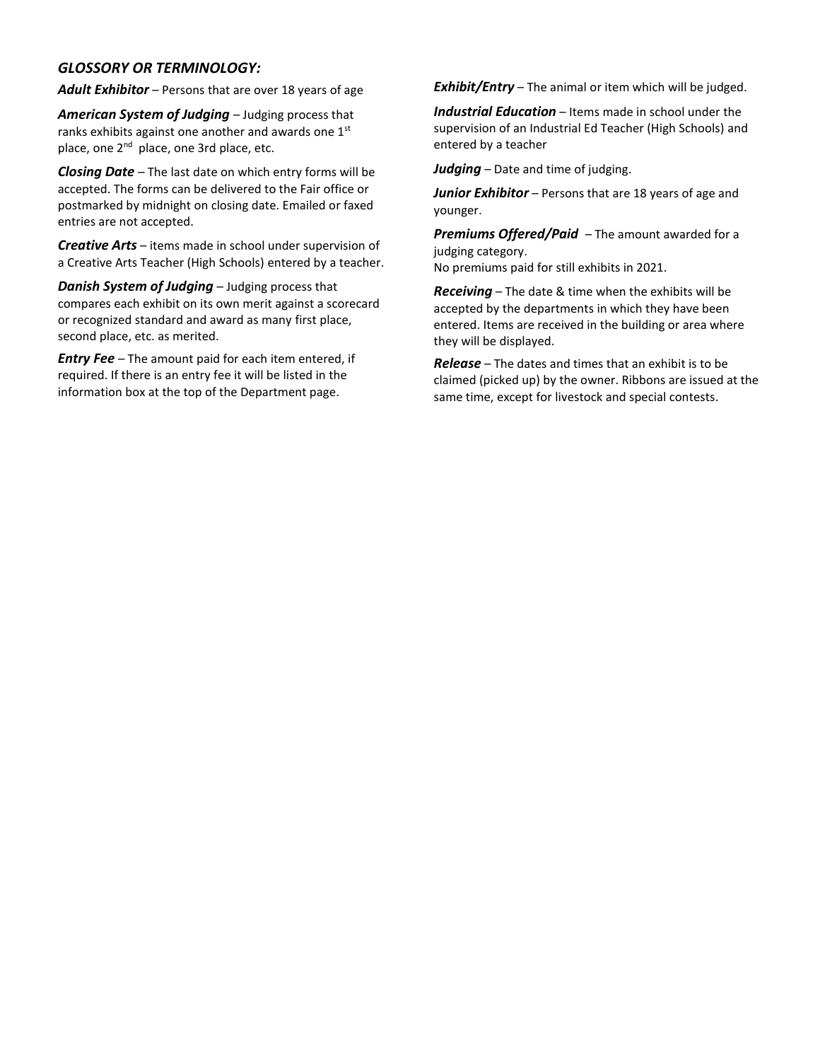## *GLOSSORY OR TERMINOLOGY:*

***Adult Exhibitor*** – Persons that are over 18 years of age

***American System of Judging*** – Judging process that ranks exhibits against one another and awards one 1st place, one 2nd place, one 3rd place, etc.

***Closing Date*** – The last date on which entry forms will be accepted. The forms can be delivered to the Fair office or postmarked by midnight on closing date. Emailed or faxed entries are not accepted.

***Creative Arts*** – items made in school under supervision of a Creative Arts Teacher (High Schools) entered by a teacher.

***Danish System of Judging*** – Judging process that compares each exhibit on its own merit against a scorecard or recognized standard and award as many first place, second place, etc. as merited.

***Entry Fee*** – The amount paid for each item entered, if required. If there is an entry fee it will be listed in the information box at the top of the Department page.

***Exhibit/Entry*** – The animal or item which will be judged.

***Industrial Education*** – Items made in school under the supervision of an Industrial Ed Teacher (High Schools) and entered by a teacher

***Judging*** – Date and time of judging.

***Junior Exhibitor*** – Persons that are 18 years of age and younger.

***Premiums Offered/Paid*** – The amount awarded for a judging category.
No premiums paid for still exhibits in 2021.

***Receiving*** – The date & time when the exhibits will be accepted by the departments in which they have been entered. Items are received in the building or area where they will be displayed.

***Release*** – The dates and times that an exhibit is to be claimed (picked up) by the owner. Ribbons are issued at the same time, except for livestock and special contests.